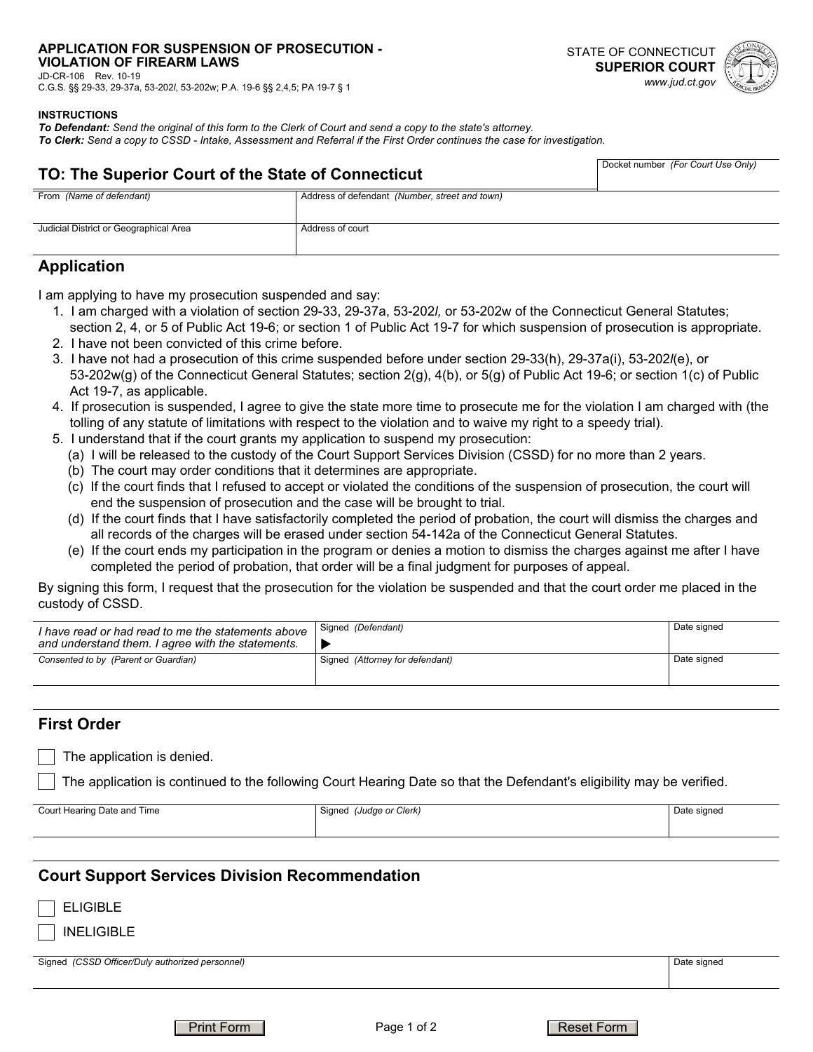**APPLICATION FOR SUSPENSION OF PROSECUTION - VIOLATION OF FIREARM LAWS**
JD-CR-106 Rev. 10-19
C.G.S. §§ 29-33, 29-37a, 53-202*l*, 53-202w; P.A. 19-6 §§ 2,4,5; PA 19-7 § 1

STATE OF CONNECTICUT
**SUPERIOR COURT**
www.jud.ct.gov

**INSTRUCTIONS**
***To Defendant:*** *Send the original of this form to the Clerk of Court and send a copy to the state's attorney.*
***To Clerk:*** *Send a copy to CSSD - Intake, Assessment and Referral if the First Order continues the case for investigation.*

## TO: The Superior Court of the State of Connecticut

| Docket number *(For Court Use Only)* |
|---|
| |

| From *(Name of defendant)* | Address of defendant *(Number, street and town)* |
|---|---|
| | |
| Judicial District or Geographical Area | Address of court |
| | |

## Application

I am applying to have my prosecution suspended and say:

1. I am charged with a violation of section 29-33, 29-37a, 53-202*l*, or 53-202w of the Connecticut General Statutes; section 2, 4, or 5 of Public Act 19-6; or section 1 of Public Act 19-7 for which suspension of prosecution is appropriate.
2. I have not been convicted of this crime before.
3. I have not had a prosecution of this crime suspended before under section 29-33(h), 29-37a(i), 53-202*l*(e), or 53-202w(g) of the Connecticut General Statutes; section 2(g), 4(b), or 5(g) of Public Act 19-6; or section 1(c) of Public Act 19-7, as applicable.
4. If prosecution is suspended, I agree to give the state more time to prosecute me for the violation I am charged with (the tolling of any statute of limitations with respect to the violation and to waive my right to a speedy trial).
5. I understand that if the court grants my application to suspend my prosecution:
   (a) I will be released to the custody of the Court Support Services Division (CSSD) for no more than 2 years.
   (b) The court may order conditions that it determines are appropriate.
   (c) If the court finds that I refused to accept or violated the conditions of the suspension of prosecution, the court will end the suspension of prosecution and the case will be brought to trial.
   (d) If the court finds that I have satisfactorily completed the period of probation, the court will dismiss the charges and all records of the charges will be erased under section 54-142a of the Connecticut General Statutes.
   (e) If the court ends my participation in the program or denies a motion to dismiss the charges against me after I have completed the period of probation, that order will be a final judgment for purposes of appeal.

By signing this form, I request that the prosecution for the violation be suspended and that the court order me placed in the custody of CSSD.

| *I have read or had read to me the statements above and understand them. I agree with the statements.* | Signed *(Defendant)* ▶ | Date signed |
|---|---|---|
| Consented to by *(Parent or Guardian)* | Signed *(Attorney for defendant)* | Date signed |

## First Order

☐ The application is denied.

☐ The application is continued to the following Court Hearing Date so that the Defendant's eligibility may be verified.

| Court Hearing Date and Time | Signed *(Judge or Clerk)* | Date signed |
|---|---|---|
| | | |

## Court Support Services Division Recommendation

☐ ELIGIBLE

☐ INELIGIBLE

| Signed *(CSSD Officer/Duly authorized personnel)* | Date signed |
|---|---|
| | |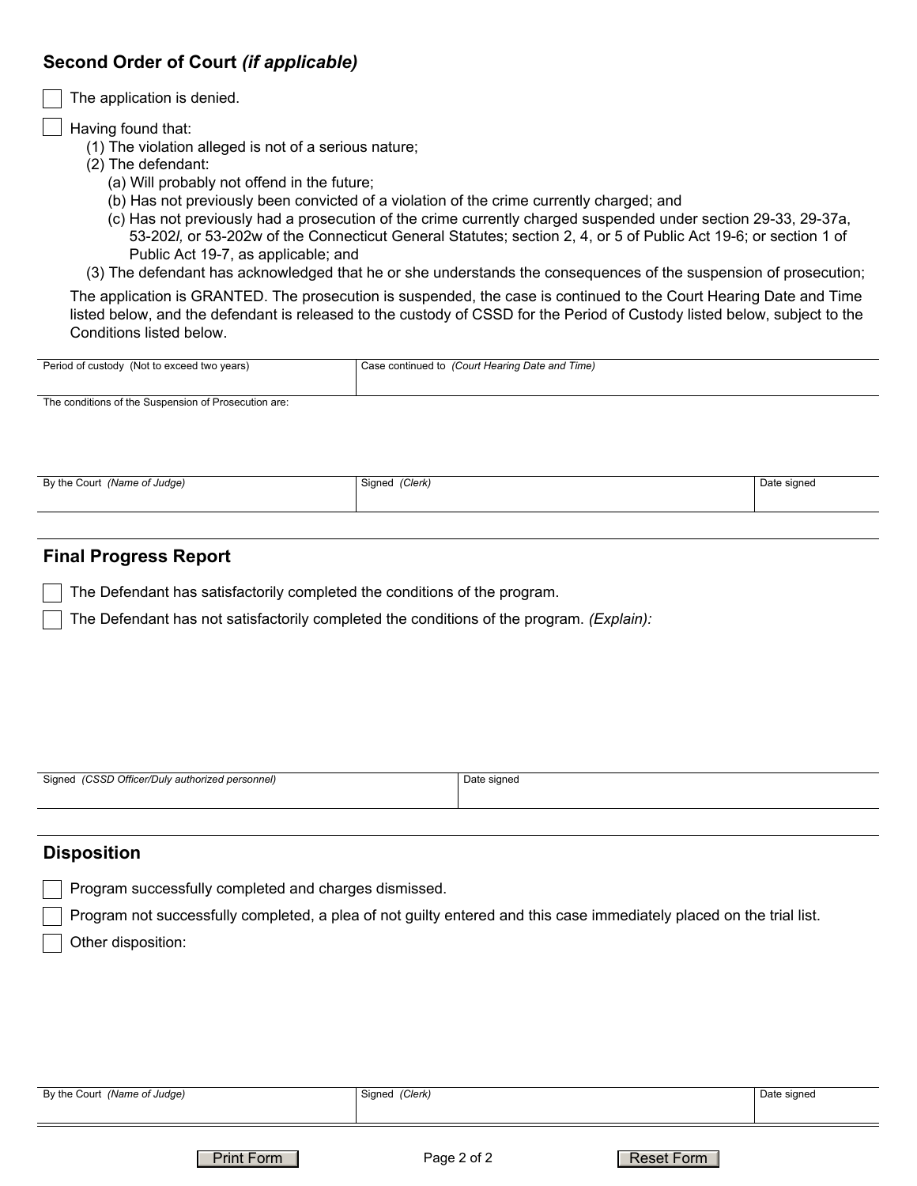## Second Order of Court *(if applicable)*

☐ The application is denied.

☐ Having found that:

(1) The violation alleged is not of a serious nature;

(2) The defendant:

(a) Will probably not offend in the future;

(b) Has not previously been convicted of a violation of the crime currently charged; and

(c) Has not previously had a prosecution of the crime currently charged suspended under section 29-33, 29-37a, 53-202*l*, or 53-202w of the Connecticut General Statutes; section 2, 4, or 5 of Public Act 19-6; or section 1 of Public Act 19-7, as applicable; and

(3) The defendant has acknowledged that he or she understands the consequences of the suspension of prosecution;

The application is GRANTED. The prosecution is suspended, the case is continued to the Court Hearing Date and Time listed below, and the defendant is released to the custody of CSSD for the Period of Custody listed below, subject to the Conditions listed below.

| Period of custody (Not to exceed two years) | Case continued to *(Court Hearing Date and Time)* |
|---|---|
| | |

The conditions of the Suspension of Prosecution are:

| By the Court *(Name of Judge)* | Signed *(Clerk)* | Date signed |
|---|---|---|
| | | |

## Final Progress Report

☐ The Defendant has satisfactorily completed the conditions of the program.

☐ The Defendant has not satisfactorily completed the conditions of the program. *(Explain):*

| Signed *(CSSD Officer/Duly authorized personnel)* | Date signed |
|---|---|
| | |

## Disposition

☐ Program successfully completed and charges dismissed.

☐ Program not successfully completed, a plea of not guilty entered and this case immediately placed on the trial list.

☐ Other disposition:

| By the Court *(Name of Judge)* | Signed *(Clerk)* | Date signed |
|---|---|---|
| | | |

Print Form

Reset Form